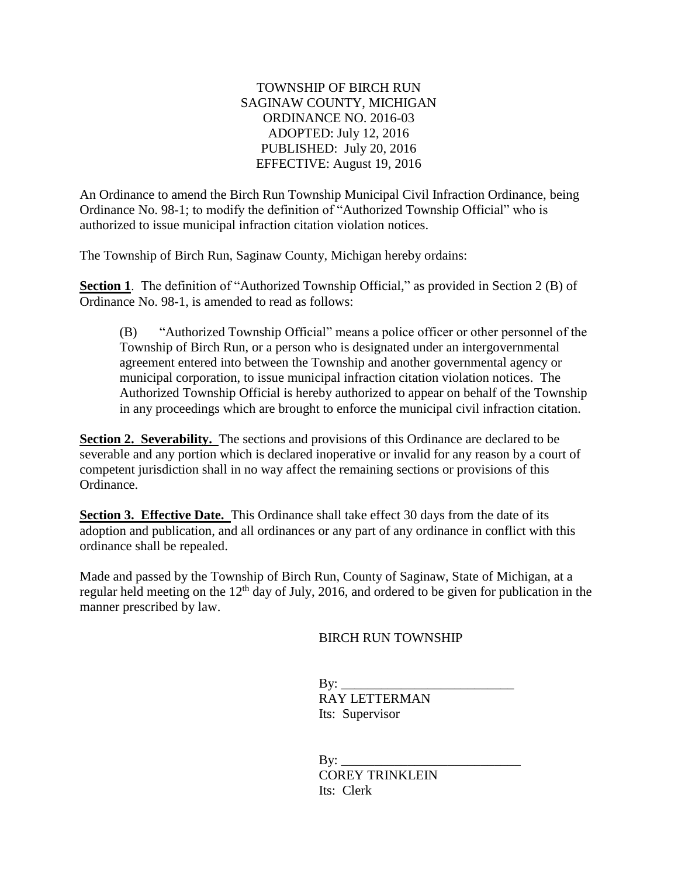TOWNSHIP OF BIRCH RUN
SAGINAW COUNTY, MICHIGAN
ORDINANCE NO. 2016-03
ADOPTED: July 12, 2016
PUBLISHED: July 20, 2016
EFFECTIVE: August 19, 2016

An Ordinance to amend the Birch Run Township Municipal Civil Infraction Ordinance, being Ordinance No. 98-1; to modify the definition of "Authorized Township Official" who is authorized to issue municipal infraction citation violation notices.

The Township of Birch Run, Saginaw County, Michigan hereby ordains:

**Section 1**. The definition of "Authorized Township Official," as provided in Section 2 (B) of Ordinance No. 98-1, is amended to read as follows:

> (B) "Authorized Township Official" means a police officer or other personnel of the Township of Birch Run, or a person who is designated under an intergovernmental agreement entered into between the Township and another governmental agency or municipal corporation, to issue municipal infraction citation violation notices. The Authorized Township Official is hereby authorized to appear on behalf of the Township in any proceedings which are brought to enforce the municipal civil infraction citation.

**Section 2. Severability.** The sections and provisions of this Ordinance are declared to be severable and any portion which is declared inoperative or invalid for any reason by a court of competent jurisdiction shall in no way affect the remaining sections or provisions of this Ordinance.

**Section 3. Effective Date.** This Ordinance shall take effect 30 days from the date of its adoption and publication, and all ordinances or any part of any ordinance in conflict with this ordinance shall be repealed.

Made and passed by the Township of Birch Run, County of Saginaw, State of Michigan, at a regular held meeting on the 12th day of July, 2016, and ordered to be given for publication in the manner prescribed by law.

BIRCH RUN TOWNSHIP

By: ___________________________
RAY LETTERMAN
Its: Supervisor

By: ___________________________
COREY TRINKLEIN
Its: Clerk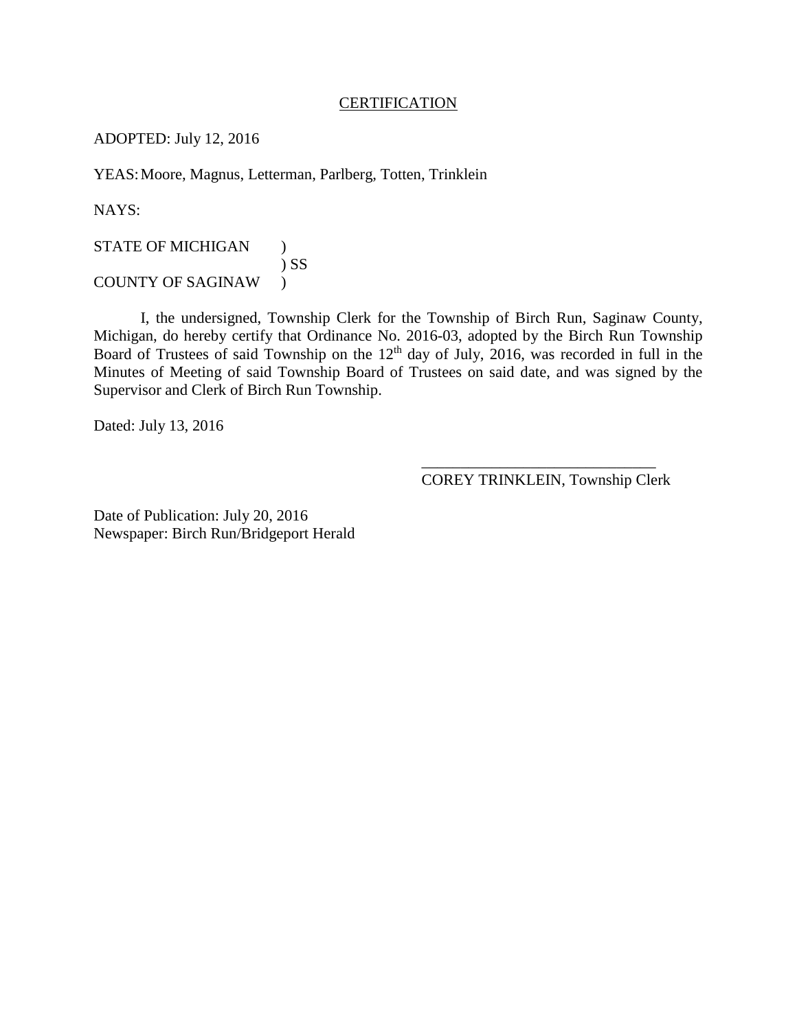## CERTIFICATION

ADOPTED: July 12, 2016

YEAS: Moore, Magnus, Letterman, Parlberg, Totten, Trinklein

NAYS:

STATE OF MICHIGAN )
) SS
COUNTY OF SAGINAW )

I, the undersigned, Township Clerk for the Township of Birch Run, Saginaw County, Michigan, do hereby certify that Ordinance No. 2016-03, adopted by the Birch Run Township Board of Trustees of said Township on the 12th day of July, 2016, was recorded in full in the Minutes of Meeting of said Township Board of Trustees on said date, and was signed by the Supervisor and Clerk of Birch Run Township.

Dated: July 13, 2016

______________________________
COREY TRINKLEIN, Township Clerk

Date of Publication: July 20, 2016
Newspaper: Birch Run/Bridgeport Herald